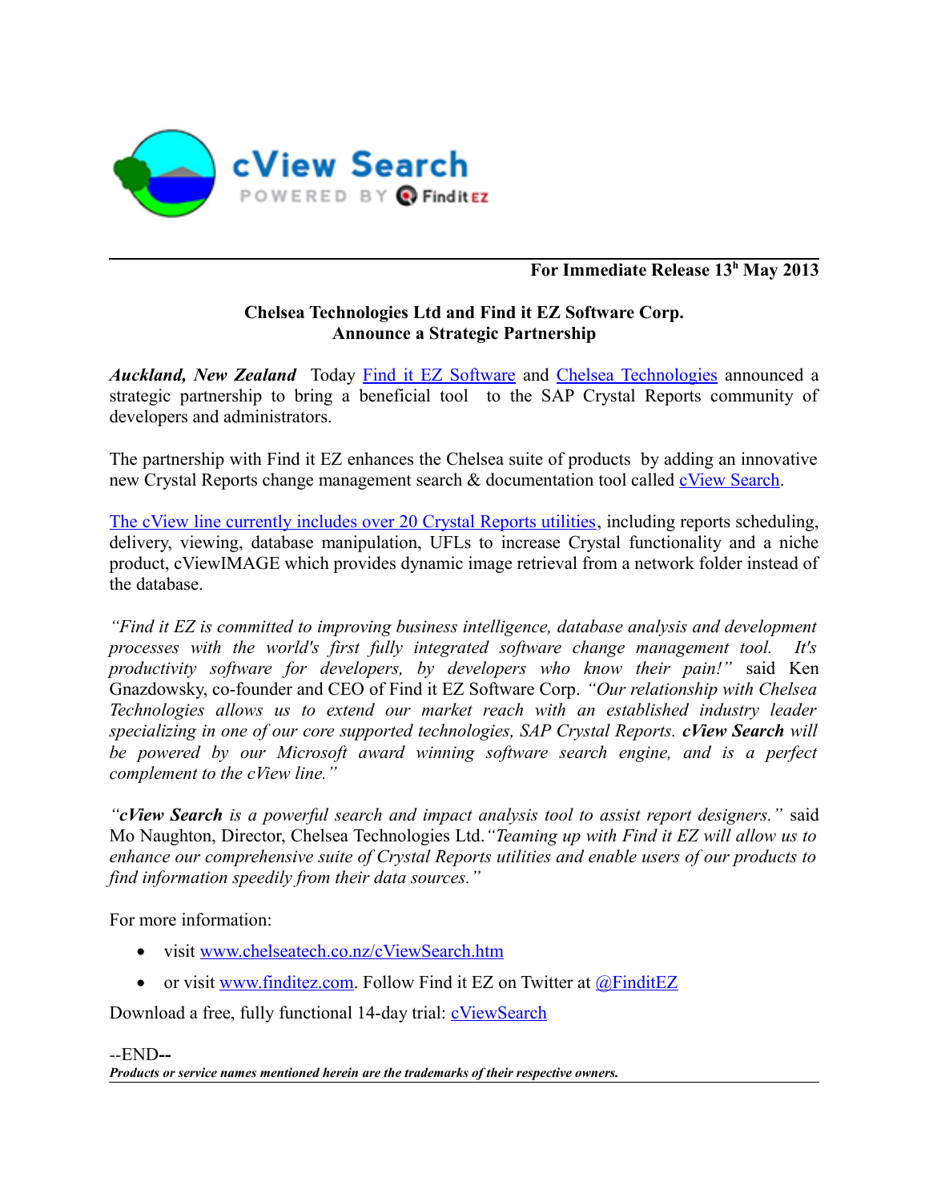cView Search

POWERED BY Find it EZ

**For Immediate Release 13h May 2013**

**Chelsea Technologies Ltd and Find it EZ Software Corp.**
**Announce a Strategic Partnership**

***Auckland, New Zealand*** Today Find it EZ Software and Chelsea Technologies announced a strategic partnership to bring a beneficial tool to the SAP Crystal Reports community of developers and administrators.

The partnership with Find it EZ enhances the Chelsea suite of products by adding an innovative new Crystal Reports change management search & documentation tool called cView Search.

The cView line currently includes over 20 Crystal Reports utilities, including reports scheduling, delivery, viewing, database manipulation, UFLs to increase Crystal functionality and a niche product, cViewIMAGE which provides dynamic image retrieval from a network folder instead of the database.

*"Find it EZ is committed to improving business intelligence, database analysis and development processes with the world's first fully integrated software change management tool. It's productivity software for developers, by developers who know their pain!"* said Ken Gnazdowsky, co-founder and CEO of Find it EZ Software Corp. *"Our relationship with Chelsea Technologies allows us to extend our market reach with an established industry leader specializing in one of our core supported technologies, SAP Crystal Reports.* ***cView Search*** *will be powered by our Microsoft award winning software search engine, and is a perfect complement to the cView line."*

*"****cView Search*** *is a powerful search and impact analysis tool to assist report designers."* said Mo Naughton, Director, Chelsea Technologies Ltd. *"Teaming up with Find it EZ will allow us to enhance our comprehensive suite of Crystal Reports utilities and enable users of our products to find information speedily from their data sources."*

For more information:

- visit www.chelseatech.co.nz/cViewSearch.htm
- or visit www.finditez.com. Follow Find it EZ on Twitter at @FinditEZ

Download a free, fully functional 14-day trial: cViewSearch

--END--

***Products or service names mentioned herein are the trademarks of their respective owners.***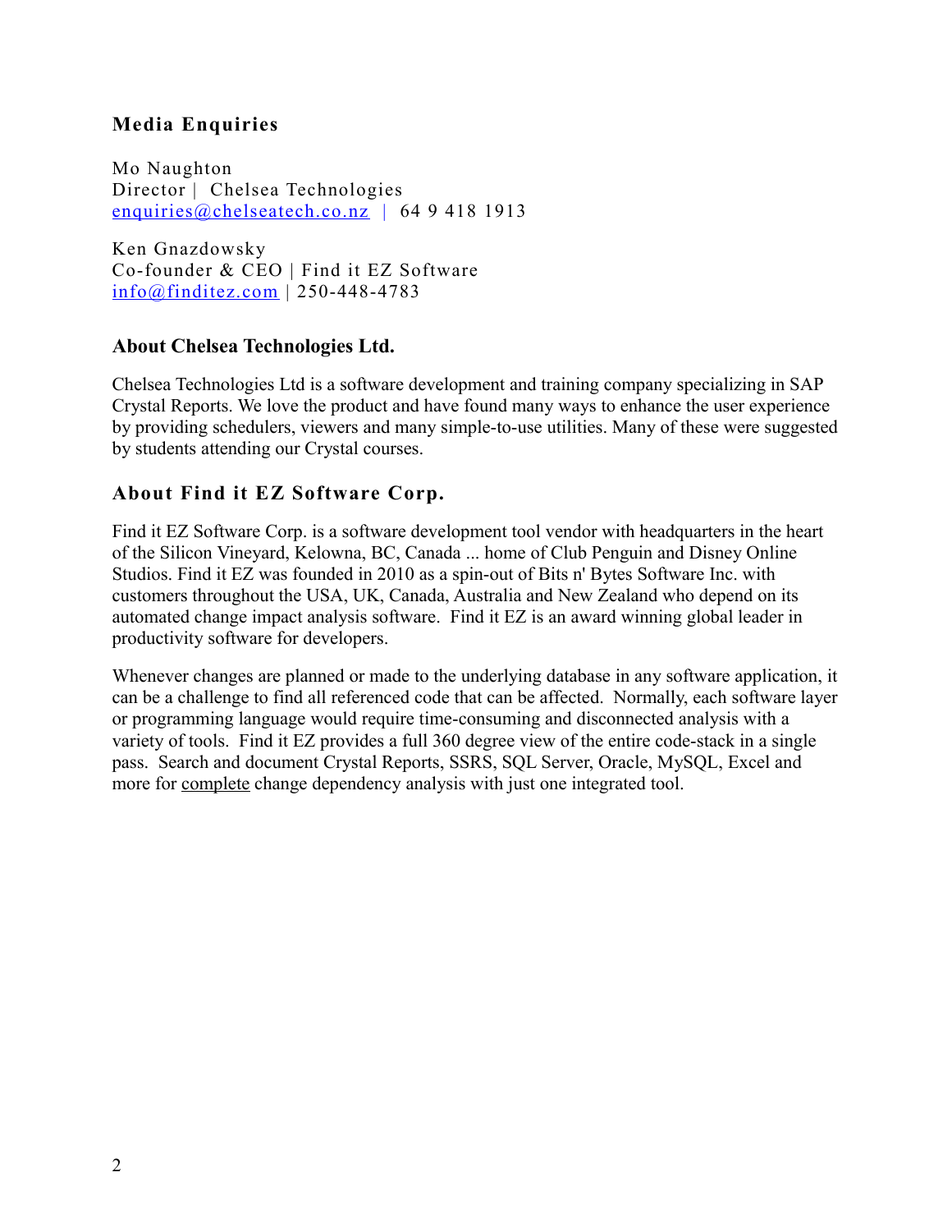## Media Enquiries

Mo Naughton
Director | Chelsea Technologies
enquiries@chelseatech.co.nz | 64 9 418 1913

Ken Gnazdowsky
Co-founder & CEO | Find it EZ Software
info@finditez.com | 250-448-4783

## About Chelsea Technologies Ltd.

Chelsea Technologies Ltd is a software development and training company specializing in SAP Crystal Reports. We love the product and have found many ways to enhance the user experience by providing schedulers, viewers and many simple-to-use utilities. Many of these were suggested by students attending our Crystal courses.

## About Find it EZ Software Corp.

Find it EZ Software Corp. is a software development tool vendor with headquarters in the heart of the Silicon Vineyard, Kelowna, BC, Canada ... home of Club Penguin and Disney Online Studios. Find it EZ was founded in 2010 as a spin-out of Bits n' Bytes Software Inc. with customers throughout the USA, UK, Canada, Australia and New Zealand who depend on its automated change impact analysis software. Find it EZ is an award winning global leader in productivity software for developers.

Whenever changes are planned or made to the underlying database in any software application, it can be a challenge to find all referenced code that can be affected. Normally, each software layer or programming language would require time-consuming and disconnected analysis with a variety of tools. Find it EZ provides a full 360 degree view of the entire code-stack in a single pass. Search and document Crystal Reports, SSRS, SQL Server, Oracle, MySQL, Excel and more for complete change dependency analysis with just one integrated tool.